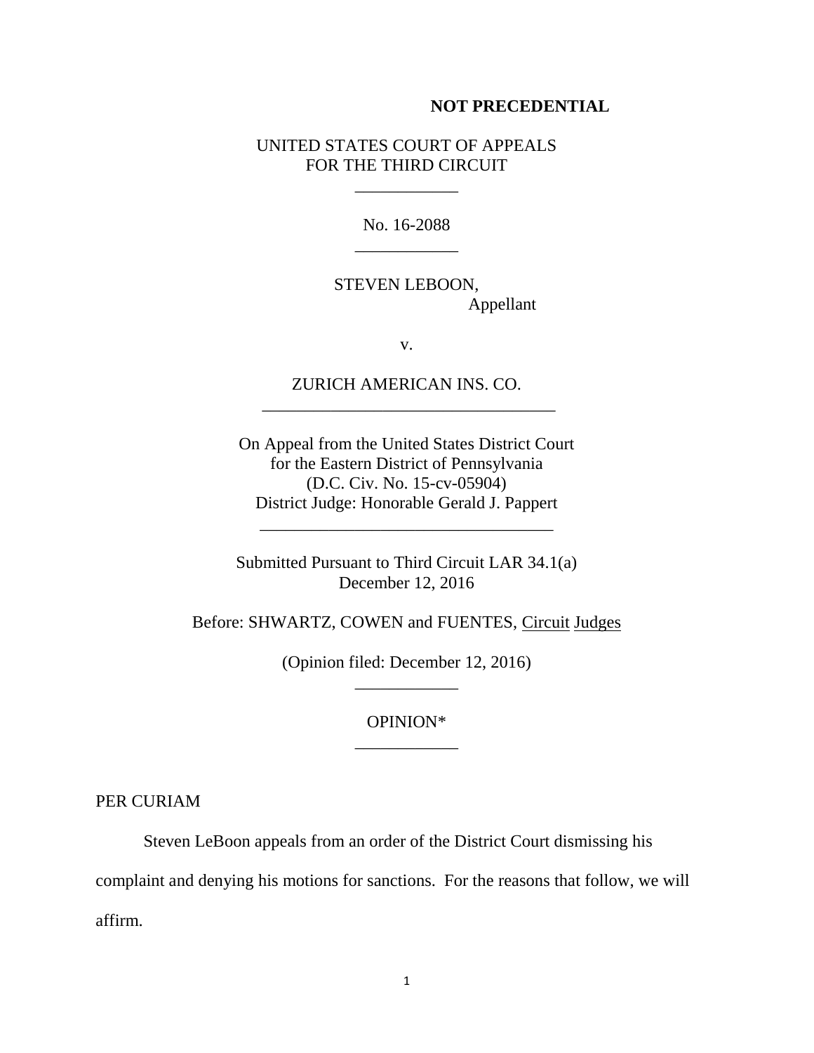**NOT PRECEDENTIAL**

UNITED STATES COURT OF APPEALS
FOR THE THIRD CIRCUIT

___________

No. 16-2088

___________

STEVEN LEBOON,
Appellant

v.

ZURICH AMERICAN INS. CO.

___________________________________

On Appeal from the United States District Court
for the Eastern District of Pennsylvania
(D.C. Civ. No. 15-cv-05904)
District Judge: Honorable Gerald J. Pappert

___________________________________

Submitted Pursuant to Third Circuit LAR 34.1(a)
December 12, 2016

Before: SHWARTZ, COWEN and FUENTES, Circuit Judges

(Opinion filed: December 12, 2016)

___________

OPINION*

___________

PER CURIAM

Steven LeBoon appeals from an order of the District Court dismissing his complaint and denying his motions for sanctions. For the reasons that follow, we will affirm.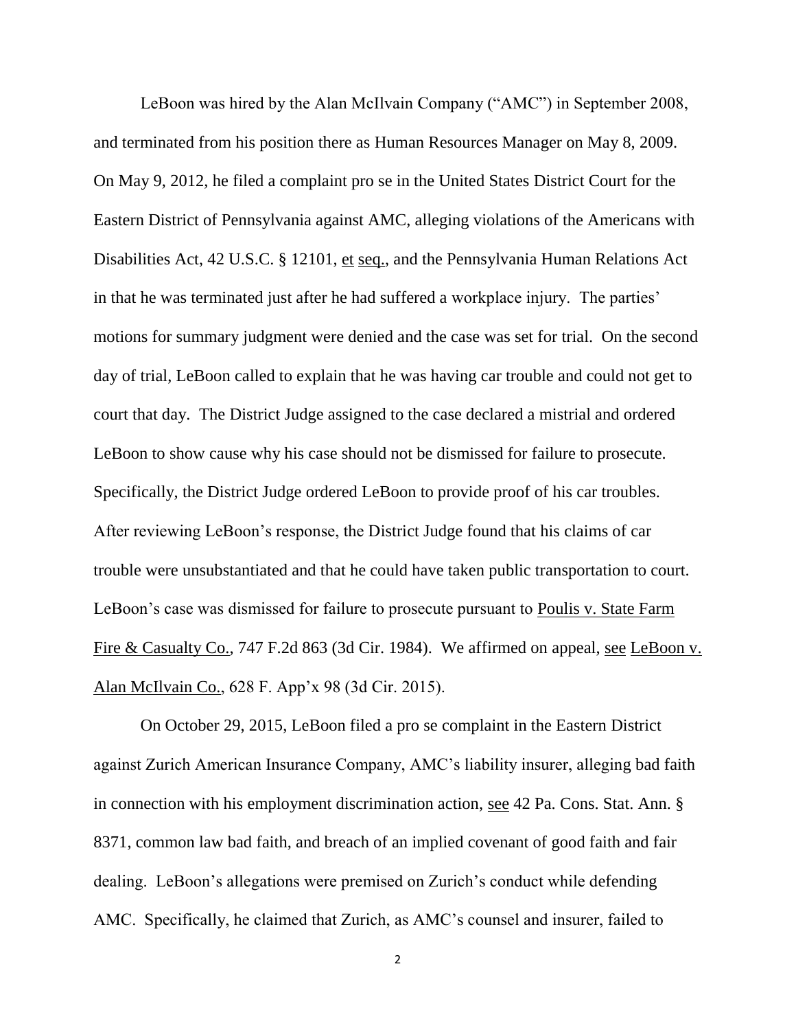LeBoon was hired by the Alan McIlvain Company ("AMC") in September 2008, and terminated from his position there as Human Resources Manager on May 8, 2009. On May 9, 2012, he filed a complaint pro se in the United States District Court for the Eastern District of Pennsylvania against AMC, alleging violations of the Americans with Disabilities Act, 42 U.S.C. § 12101, et seq., and the Pennsylvania Human Relations Act in that he was terminated just after he had suffered a workplace injury. The parties' motions for summary judgment were denied and the case was set for trial. On the second day of trial, LeBoon called to explain that he was having car trouble and could not get to court that day. The District Judge assigned to the case declared a mistrial and ordered LeBoon to show cause why his case should not be dismissed for failure to prosecute. Specifically, the District Judge ordered LeBoon to provide proof of his car troubles. After reviewing LeBoon's response, the District Judge found that his claims of car trouble were unsubstantiated and that he could have taken public transportation to court. LeBoon's case was dismissed for failure to prosecute pursuant to Poulis v. State Farm Fire & Casualty Co., 747 F.2d 863 (3d Cir. 1984). We affirmed on appeal, see LeBoon v. Alan McIlvain Co., 628 F. App'x 98 (3d Cir. 2015).

On October 29, 2015, LeBoon filed a pro se complaint in the Eastern District against Zurich American Insurance Company, AMC's liability insurer, alleging bad faith in connection with his employment discrimination action, see 42 Pa. Cons. Stat. Ann. § 8371, common law bad faith, and breach of an implied covenant of good faith and fair dealing. LeBoon's allegations were premised on Zurich's conduct while defending AMC. Specifically, he claimed that Zurich, as AMC's counsel and insurer, failed to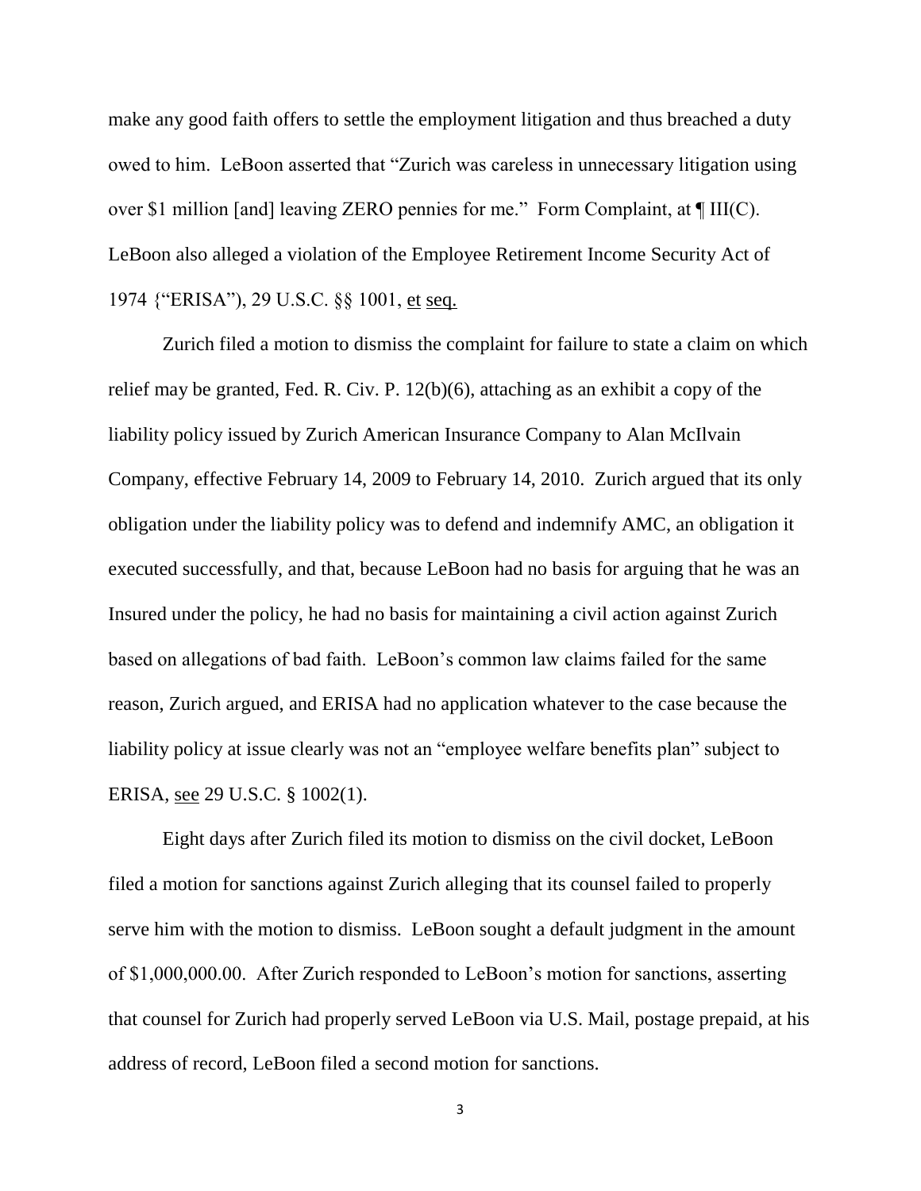make any good faith offers to settle the employment litigation and thus breached a duty owed to him. LeBoon asserted that "Zurich was careless in unnecessary litigation using over $1 million [and] leaving ZERO pennies for me." Form Complaint, at ¶ III(C). LeBoon also alleged a violation of the Employee Retirement Income Security Act of 1974 {"ERISA"), 29 U.S.C. §§ 1001, et seq.

Zurich filed a motion to dismiss the complaint for failure to state a claim on which relief may be granted, Fed. R. Civ. P. 12(b)(6), attaching as an exhibit a copy of the liability policy issued by Zurich American Insurance Company to Alan McIlvain Company, effective February 14, 2009 to February 14, 2010. Zurich argued that its only obligation under the liability policy was to defend and indemnify AMC, an obligation it executed successfully, and that, because LeBoon had no basis for arguing that he was an Insured under the policy, he had no basis for maintaining a civil action against Zurich based on allegations of bad faith. LeBoon's common law claims failed for the same reason, Zurich argued, and ERISA had no application whatever to the case because the liability policy at issue clearly was not an "employee welfare benefits plan" subject to ERISA, see 29 U.S.C. § 1002(1).

Eight days after Zurich filed its motion to dismiss on the civil docket, LeBoon filed a motion for sanctions against Zurich alleging that its counsel failed to properly serve him with the motion to dismiss. LeBoon sought a default judgment in the amount of $1,000,000.00. After Zurich responded to LeBoon's motion for sanctions, asserting that counsel for Zurich had properly served LeBoon via U.S. Mail, postage prepaid, at his address of record, LeBoon filed a second motion for sanctions.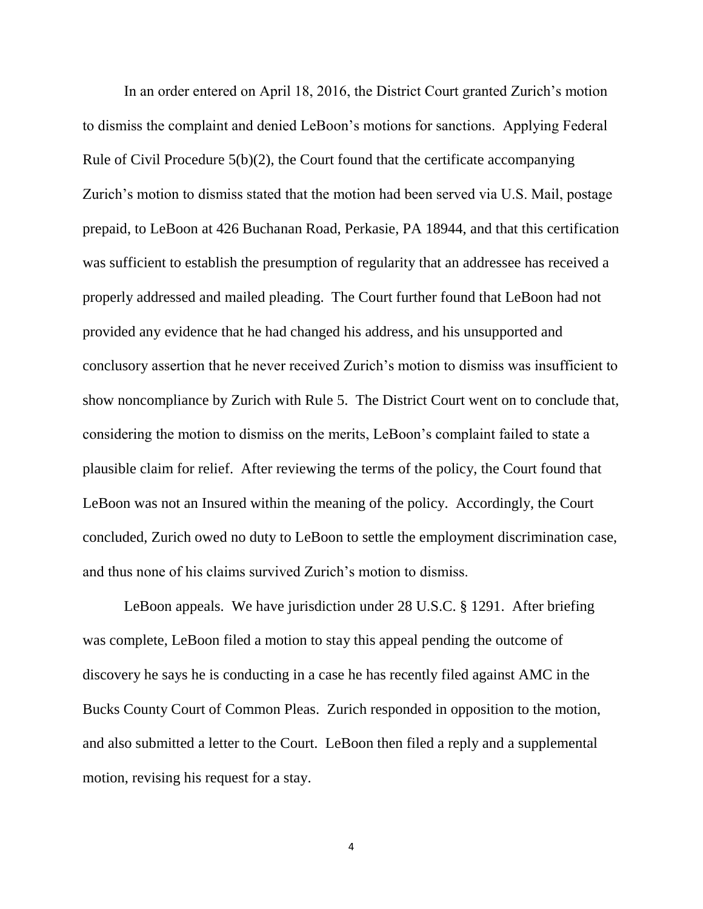In an order entered on April 18, 2016, the District Court granted Zurich's motion to dismiss the complaint and denied LeBoon's motions for sanctions. Applying Federal Rule of Civil Procedure 5(b)(2), the Court found that the certificate accompanying Zurich's motion to dismiss stated that the motion had been served via U.S. Mail, postage prepaid, to LeBoon at 426 Buchanan Road, Perkasie, PA 18944, and that this certification was sufficient to establish the presumption of regularity that an addressee has received a properly addressed and mailed pleading. The Court further found that LeBoon had not provided any evidence that he had changed his address, and his unsupported and conclusory assertion that he never received Zurich's motion to dismiss was insufficient to show noncompliance by Zurich with Rule 5. The District Court went on to conclude that, considering the motion to dismiss on the merits, LeBoon's complaint failed to state a plausible claim for relief. After reviewing the terms of the policy, the Court found that LeBoon was not an Insured within the meaning of the policy. Accordingly, the Court concluded, Zurich owed no duty to LeBoon to settle the employment discrimination case, and thus none of his claims survived Zurich's motion to dismiss.

LeBoon appeals. We have jurisdiction under 28 U.S.C. § 1291. After briefing was complete, LeBoon filed a motion to stay this appeal pending the outcome of discovery he says he is conducting in a case he has recently filed against AMC in the Bucks County Court of Common Pleas. Zurich responded in opposition to the motion, and also submitted a letter to the Court. LeBoon then filed a reply and a supplemental motion, revising his request for a stay.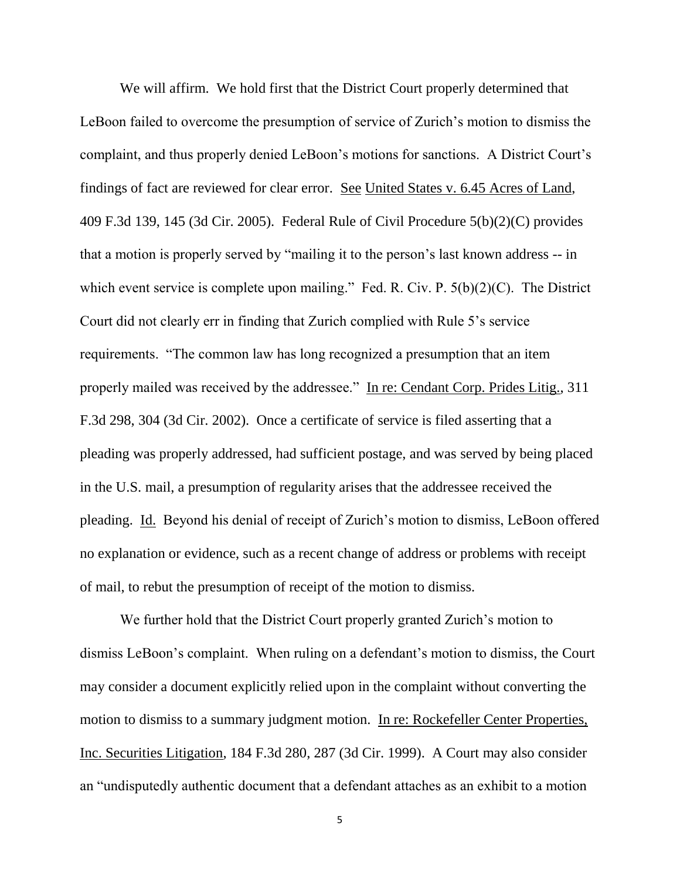We will affirm. We hold first that the District Court properly determined that LeBoon failed to overcome the presumption of service of Zurich's motion to dismiss the complaint, and thus properly denied LeBoon's motions for sanctions. A District Court's findings of fact are reviewed for clear error. See United States v. 6.45 Acres of Land, 409 F.3d 139, 145 (3d Cir. 2005). Federal Rule of Civil Procedure 5(b)(2)(C) provides that a motion is properly served by "mailing it to the person's last known address -- in which event service is complete upon mailing." Fed. R. Civ. P. 5(b)(2)(C). The District Court did not clearly err in finding that Zurich complied with Rule 5's service requirements. "The common law has long recognized a presumption that an item properly mailed was received by the addressee." In re: Cendant Corp. Prides Litig., 311 F.3d 298, 304 (3d Cir. 2002). Once a certificate of service is filed asserting that a pleading was properly addressed, had sufficient postage, and was served by being placed in the U.S. mail, a presumption of regularity arises that the addressee received the pleading. Id. Beyond his denial of receipt of Zurich's motion to dismiss, LeBoon offered no explanation or evidence, such as a recent change of address or problems with receipt of mail, to rebut the presumption of receipt of the motion to dismiss.

We further hold that the District Court properly granted Zurich's motion to dismiss LeBoon's complaint. When ruling on a defendant's motion to dismiss, the Court may consider a document explicitly relied upon in the complaint without converting the motion to dismiss to a summary judgment motion. In re: Rockefeller Center Properties, Inc. Securities Litigation, 184 F.3d 280, 287 (3d Cir. 1999). A Court may also consider an "undisputedly authentic document that a defendant attaches as an exhibit to a motion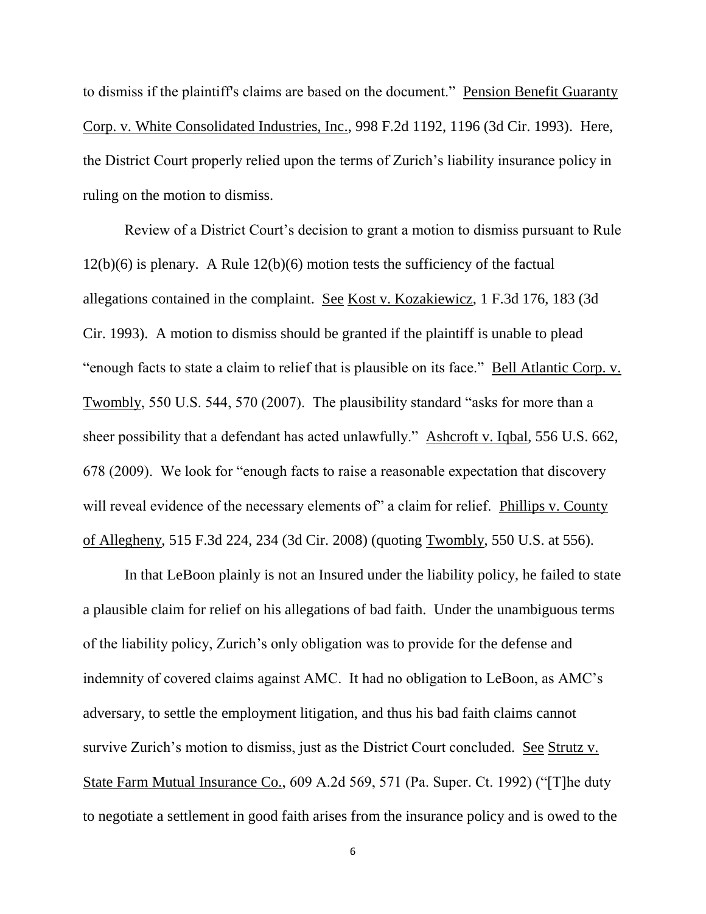to dismiss if the plaintiff's claims are based on the document." Pension Benefit Guaranty Corp. v. White Consolidated Industries, Inc., 998 F.2d 1192, 1196 (3d Cir. 1993). Here, the District Court properly relied upon the terms of Zurich's liability insurance policy in ruling on the motion to dismiss.

Review of a District Court's decision to grant a motion to dismiss pursuant to Rule 12(b)(6) is plenary. A Rule 12(b)(6) motion tests the sufficiency of the factual allegations contained in the complaint. See Kost v. Kozakiewicz, 1 F.3d 176, 183 (3d Cir. 1993). A motion to dismiss should be granted if the plaintiff is unable to plead "enough facts to state a claim to relief that is plausible on its face." Bell Atlantic Corp. v. Twombly, 550 U.S. 544, 570 (2007). The plausibility standard "asks for more than a sheer possibility that a defendant has acted unlawfully." Ashcroft v. Iqbal, 556 U.S. 662, 678 (2009). We look for "enough facts to raise a reasonable expectation that discovery will reveal evidence of the necessary elements of" a claim for relief. Phillips v. County of Allegheny, 515 F.3d 224, 234 (3d Cir. 2008) (quoting Twombly, 550 U.S. at 556).

In that LeBoon plainly is not an Insured under the liability policy, he failed to state a plausible claim for relief on his allegations of bad faith. Under the unambiguous terms of the liability policy, Zurich's only obligation was to provide for the defense and indemnity of covered claims against AMC. It had no obligation to LeBoon, as AMC's adversary, to settle the employment litigation, and thus his bad faith claims cannot survive Zurich's motion to dismiss, just as the District Court concluded. See Strutz v. State Farm Mutual Insurance Co., 609 A.2d 569, 571 (Pa. Super. Ct. 1992) ("[T]he duty to negotiate a settlement in good faith arises from the insurance policy and is owed to the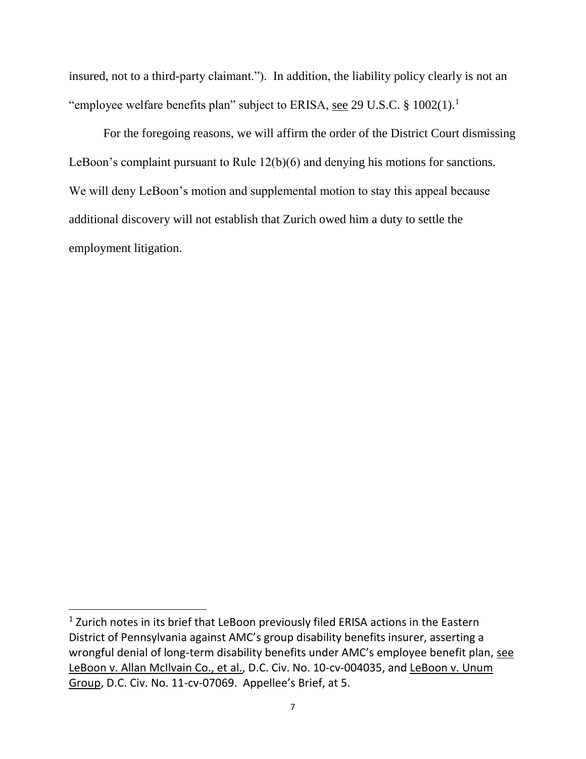insured, not to a third-party claimant."). In addition, the liability policy clearly is not an "employee welfare benefits plan" subject to ERISA, see 29 U.S.C. § 1002(1).[1]

For the foregoing reasons, we will affirm the order of the District Court dismissing LeBoon's complaint pursuant to Rule 12(b)(6) and denying his motions for sanctions. We will deny LeBoon's motion and supplemental motion to stay this appeal because additional discovery will not establish that Zurich owed him a duty to settle the employment litigation.

---

[1] Zurich notes in its brief that LeBoon previously filed ERISA actions in the Eastern District of Pennsylvania against AMC's group disability benefits insurer, asserting a wrongful denial of long-term disability benefits under AMC's employee benefit plan, see LeBoon v. Allan McIlvain Co., et al., D.C. Civ. No. 10-cv-004035, and LeBoon v. Unum Group, D.C. Civ. No. 11-cv-07069. Appellee's Brief, at 5.